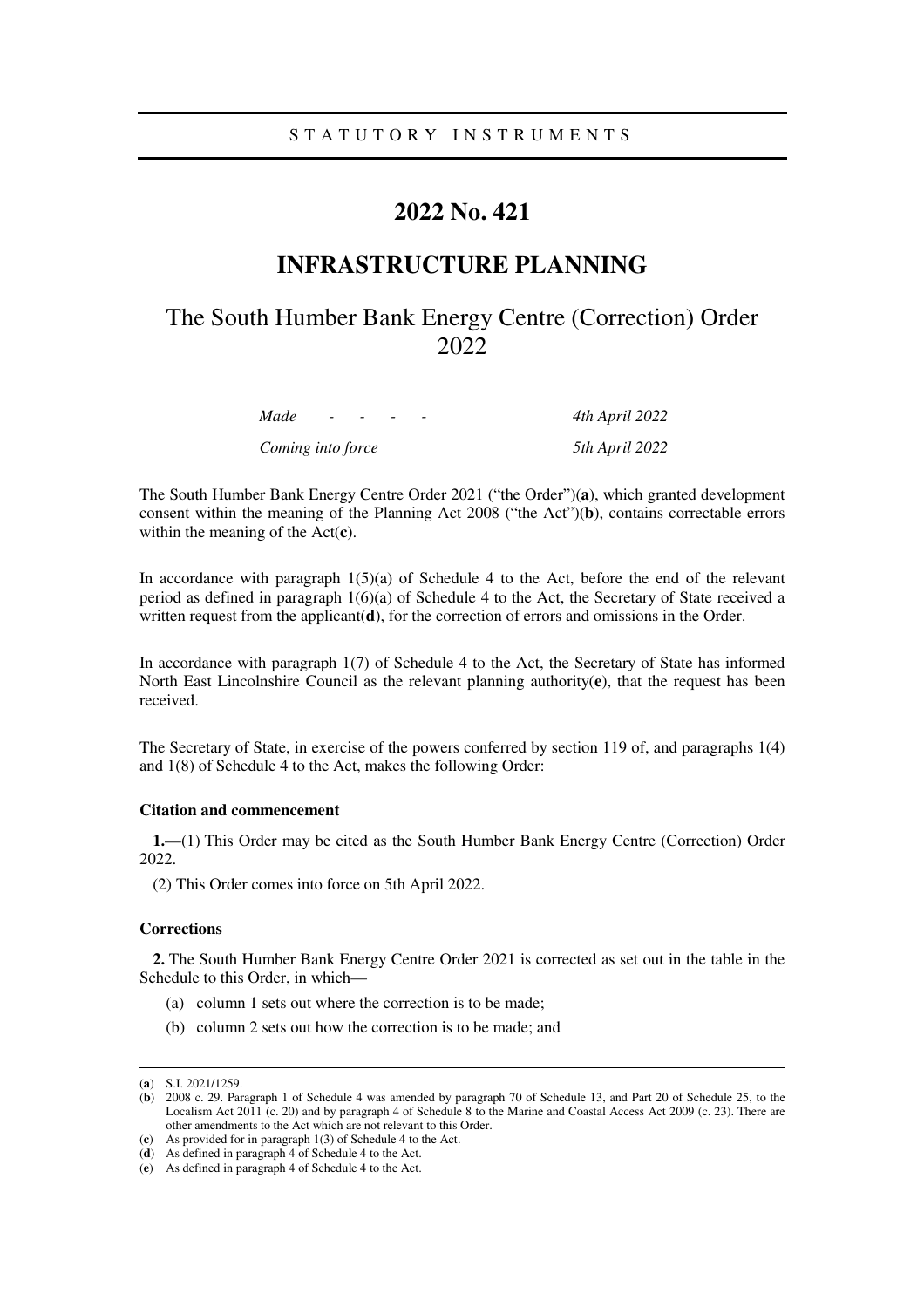STATUTORY INSTRUMENTS

# 2022 No. 421

# INFRASTRUCTURE PLANNING

## The South Humber Bank Energy Centre (Correction) Order 2022

| | |
|---|---|
| *Made - - - -* | *4th April 2022* |
| *Coming into force* | *5th April 2022* |

The South Humber Bank Energy Centre Order 2021 ("the Order")(**a**), which granted development consent within the meaning of the Planning Act 2008 ("the Act")(**b**), contains correctable errors within the meaning of the Act(**c**).

In accordance with paragraph 1(5)(a) of Schedule 4 to the Act, before the end of the relevant period as defined in paragraph 1(6)(a) of Schedule 4 to the Act, the Secretary of State received a written request from the applicant(**d**), for the correction of errors and omissions in the Order.

In accordance with paragraph 1(7) of Schedule 4 to the Act, the Secretary of State has informed North East Lincolnshire Council as the relevant planning authority(**e**), that the request has been received.

The Secretary of State, in exercise of the powers conferred by section 119 of, and paragraphs 1(4) and 1(8) of Schedule 4 to the Act, makes the following Order:

#### Citation and commencement

**1.**—(1) This Order may be cited as the South Humber Bank Energy Centre (Correction) Order 2022.

(2) This Order comes into force on 5th April 2022.

#### Corrections

**2.** The South Humber Bank Energy Centre Order 2021 is corrected as set out in the table in the Schedule to this Order, in which—

(a) column 1 sets out where the correction is to be made;

(b) column 2 sets out how the correction is to be made; and

---

(**a**) S.I. 2021/1259.

(**b**) 2008 c. 29. Paragraph 1 of Schedule 4 was amended by paragraph 70 of Schedule 13, and Part 20 of Schedule 25, to the Localism Act 2011 (c. 20) and by paragraph 4 of Schedule 8 to the Marine and Coastal Access Act 2009 (c. 23). There are other amendments to the Act which are not relevant to this Order.

(**c**) As provided for in paragraph 1(3) of Schedule 4 to the Act.

(**d**) As defined in paragraph 4 of Schedule 4 to the Act.

(**e**) As defined in paragraph 4 of Schedule 4 to the Act.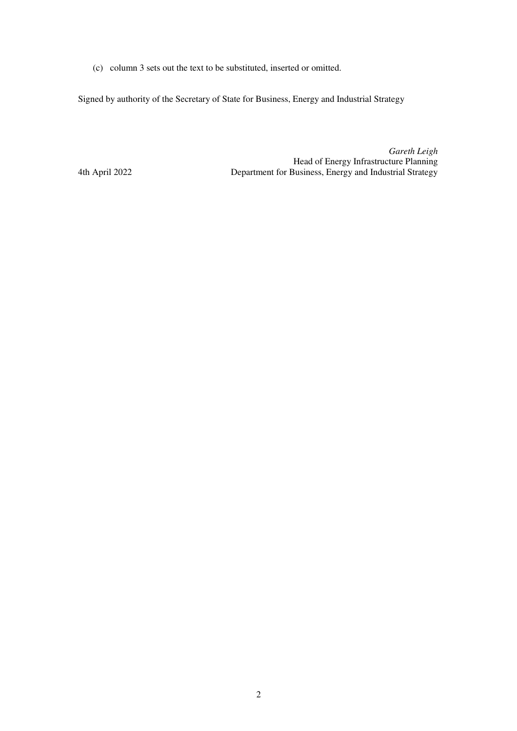(c) column 3 sets out the text to be substituted, inserted or omitted.

Signed by authority of the Secretary of State for Business, Energy and Industrial Strategy

*Gareth Leigh*
Head of Energy Infrastructure Planning
Department for Business, Energy and Industrial Strategy

4th April 2022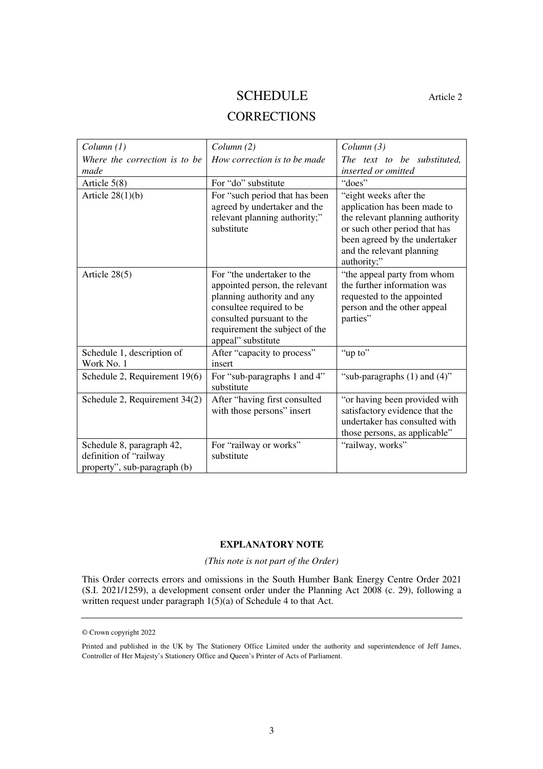# SCHEDULE

Article 2

## CORRECTIONS

| *Column (1)*<br>*Where the correction is to be made* | *Column (2)*<br>*How correction is to be made* | *Column (3)*<br>*The text to be substituted, inserted or omitted* |
|---|---|---|
| Article 5(8) | For "do" substitute | "does" |
| Article 28(1)(b) | For "such period that has been agreed by undertaker and the relevant planning authority;" substitute | "eight weeks after the application has been made to the relevant planning authority or such other period that has been agreed by the undertaker and the relevant planning authority;" |
| Article 28(5) | For "the undertaker to the appointed person, the relevant planning authority and any consultee required to be consulted pursuant to the requirement the subject of the appeal" substitute | "the appeal party from whom the further information was requested to the appointed person and the other appeal parties" |
| Schedule 1, description of Work No. 1 | After "capacity to process" insert | "up to" |
| Schedule 2, Requirement 19(6) | For "sub-paragraphs 1 and 4" substitute | "sub-paragraphs (1) and (4)" |
| Schedule 2, Requirement 34(2) | After "having first consulted with those persons" insert | "or having been provided with satisfactory evidence that the undertaker has consulted with those persons, as applicable" |
| Schedule 8, paragraph 42, definition of "railway property", sub-paragraph (b) | For "railway or works" substitute | "railway, works" |

**EXPLANATORY NOTE**

*(This note is not part of the Order)*

This Order corrects errors and omissions in the South Humber Bank Energy Centre Order 2021 (S.I. 2021/1259), a development consent order under the Planning Act 2008 (c. 29), following a written request under paragraph 1(5)(a) of Schedule 4 to that Act.

---

© Crown copyright 2022

Printed and published in the UK by The Stationery Office Limited under the authority and superintendence of Jeff James, Controller of Her Majesty's Stationery Office and Queen's Printer of Acts of Parliament.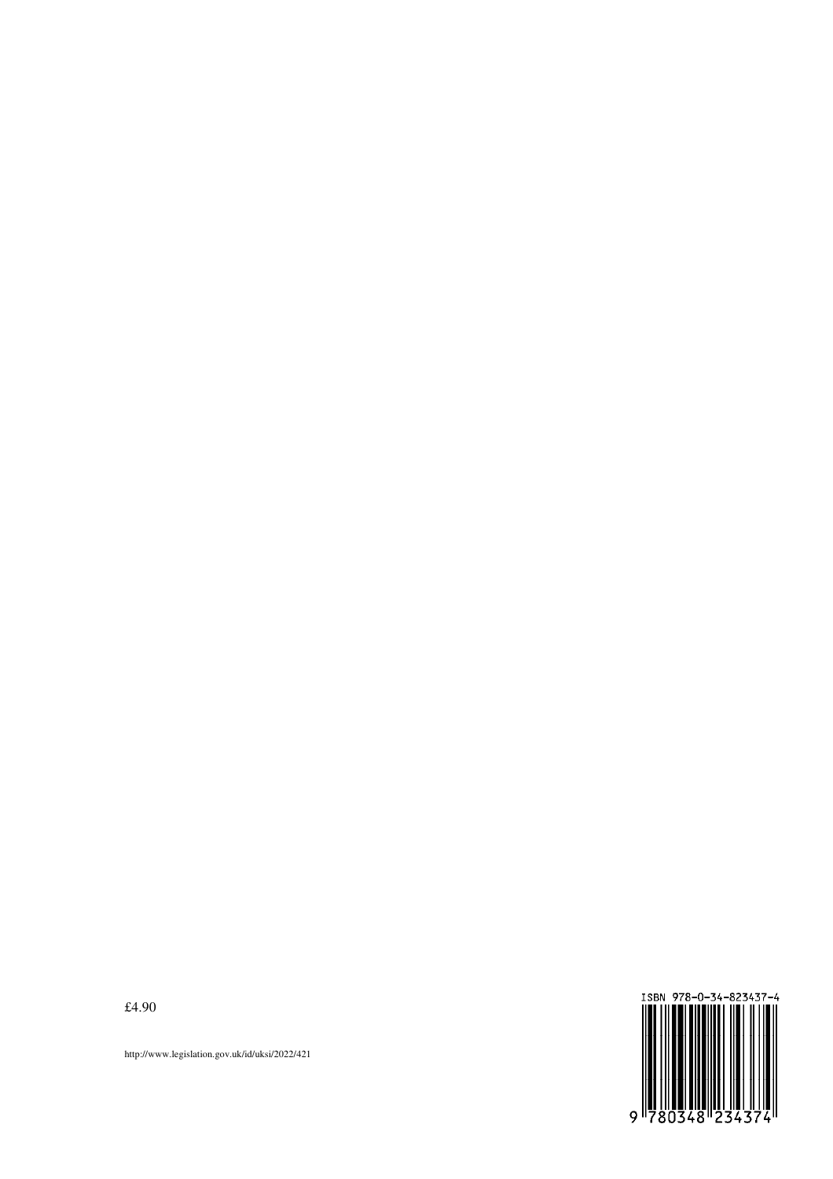£4.90

http://www.legislation.gov.uk/id/uksi/2022/421

ISBN 978-0-34-823437-4

9 780348 234374